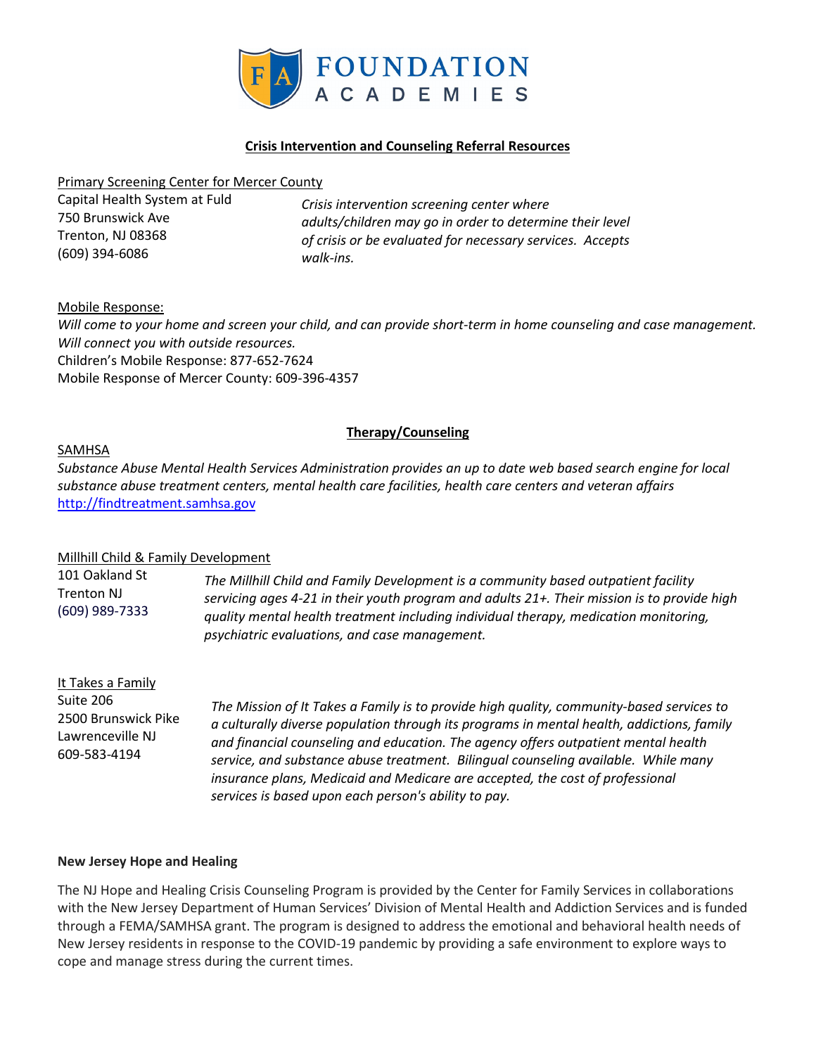# FOUNDATION ACADEMIES

## Crisis Intervention and Counseling Referral Resources

Primary Screening Center for Mercer County

Capital Health System at Fuld
750 Brunswick Ave
Trenton, NJ 08368
(609) 394-6086

*Crisis intervention screening center where adults/children may go in order to determine their level of crisis or be evaluated for necessary services. Accepts walk-ins.*

Mobile Response:

*Will come to your home and screen your child, and can provide short-term in home counseling and case management. Will connect you with outside resources.*

Children's Mobile Response: 877-652-7624
Mobile Response of Mercer County: 609-396-4357

## Therapy/Counseling

SAMHSA

*Substance Abuse Mental Health Services Administration provides an up to date web based search engine for local substance abuse treatment centers, mental health care facilities, health care centers and veteran affairs*
http://findtreatment.samhsa.gov

Millhill Child & Family Development

101 Oakland St
Trenton NJ
(609) 989-7333

*The Millhill Child and Family Development is a community based outpatient facility servicing ages 4-21 in their youth program and adults 21+. Their mission is to provide high quality mental health treatment including individual therapy, medication monitoring, psychiatric evaluations, and case management.*

It Takes a Family

Suite 206
2500 Brunswick Pike
Lawrenceville NJ
609-583-4194

*The Mission of It Takes a Family is to provide high quality, community-based services to a culturally diverse population through its programs in mental health, addictions, family and financial counseling and education. The agency offers outpatient mental health service, and substance abuse treatment. Bilingual counseling available. While many insurance plans, Medicaid and Medicare are accepted, the cost of professional services is based upon each person's ability to pay.*

**New Jersey Hope and Healing**

The NJ Hope and Healing Crisis Counseling Program is provided by the Center for Family Services in collaborations with the New Jersey Department of Human Services' Division of Mental Health and Addiction Services and is funded through a FEMA/SAMHSA grant. The program is designed to address the emotional and behavioral health needs of New Jersey residents in response to the COVID-19 pandemic by providing a safe environment to explore ways to cope and manage stress during the current times.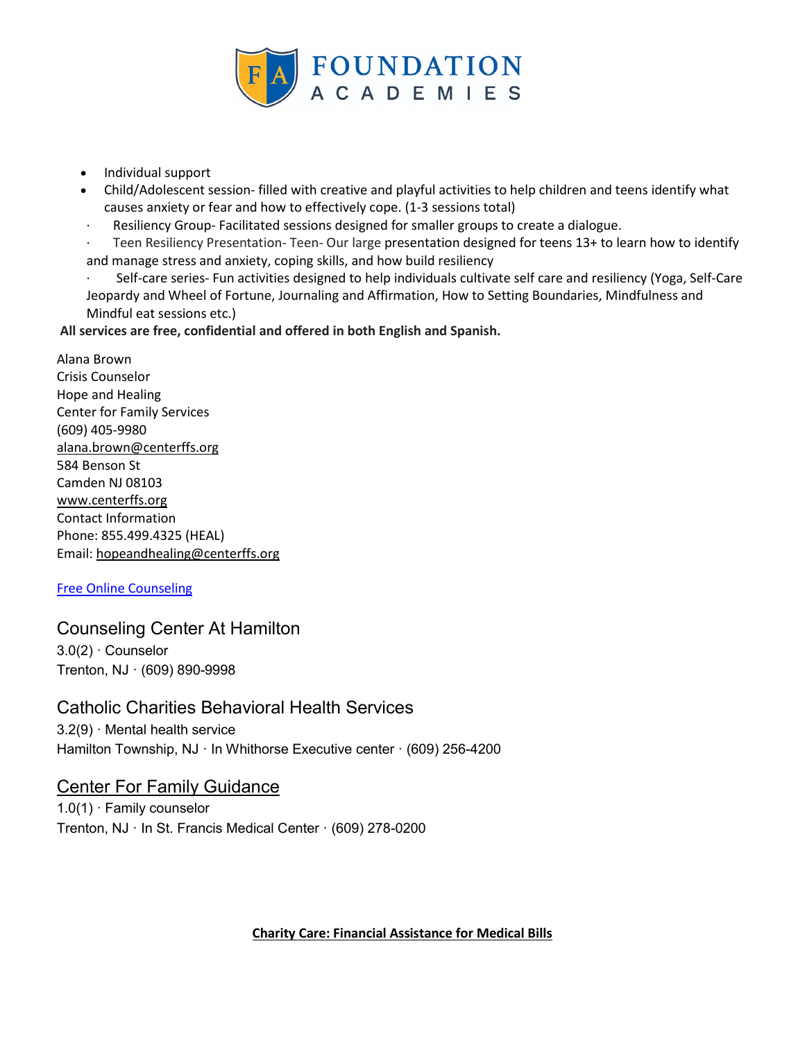- Individual support
- Child/Adolescent session- filled with creative and playful activities to help children and teens identify what causes anxiety or fear and how to effectively cope. (1-3 sessions total)
- Resiliency Group- Facilitated sessions designed for smaller groups to create a dialogue.
- Teen Resiliency Presentation- Teen- Our large presentation designed for teens 13+ to learn how to identify and manage stress and anxiety, coping skills, and how build resiliency
- Self-care series- Fun activities designed to help individuals cultivate self care and resiliency (Yoga, Self-Care Jeopardy and Wheel of Fortune, Journaling and Affirmation, How to Setting Boundaries, Mindfulness and Mindful eat sessions etc.)

**All services are free, confidential and offered in both English and Spanish.**

Alana Brown
Crisis Counselor
Hope and Healing
Center for Family Services
(609) 405-9980
alana.brown@centerffs.org
584 Benson St
Camden NJ 08103
www.centerffs.org
Contact Information
Phone: 855.499.4325 (HEAL)
Email: hopeandhealing@centerffs.org

Free Online Counseling

## Counseling Center At Hamilton

3.0(2) · Counselor
Trenton, NJ · (609) 890-9998

## Catholic Charities Behavioral Health Services

3.2(9) · Mental health service
Hamilton Township, NJ · In Whithorse Executive center · (609) 256-4200

## Center For Family Guidance

1.0(1) · Family counselor
Trenton, NJ · In St. Francis Medical Center · (609) 278-0200

**Charity Care: Financial Assistance for Medical Bills**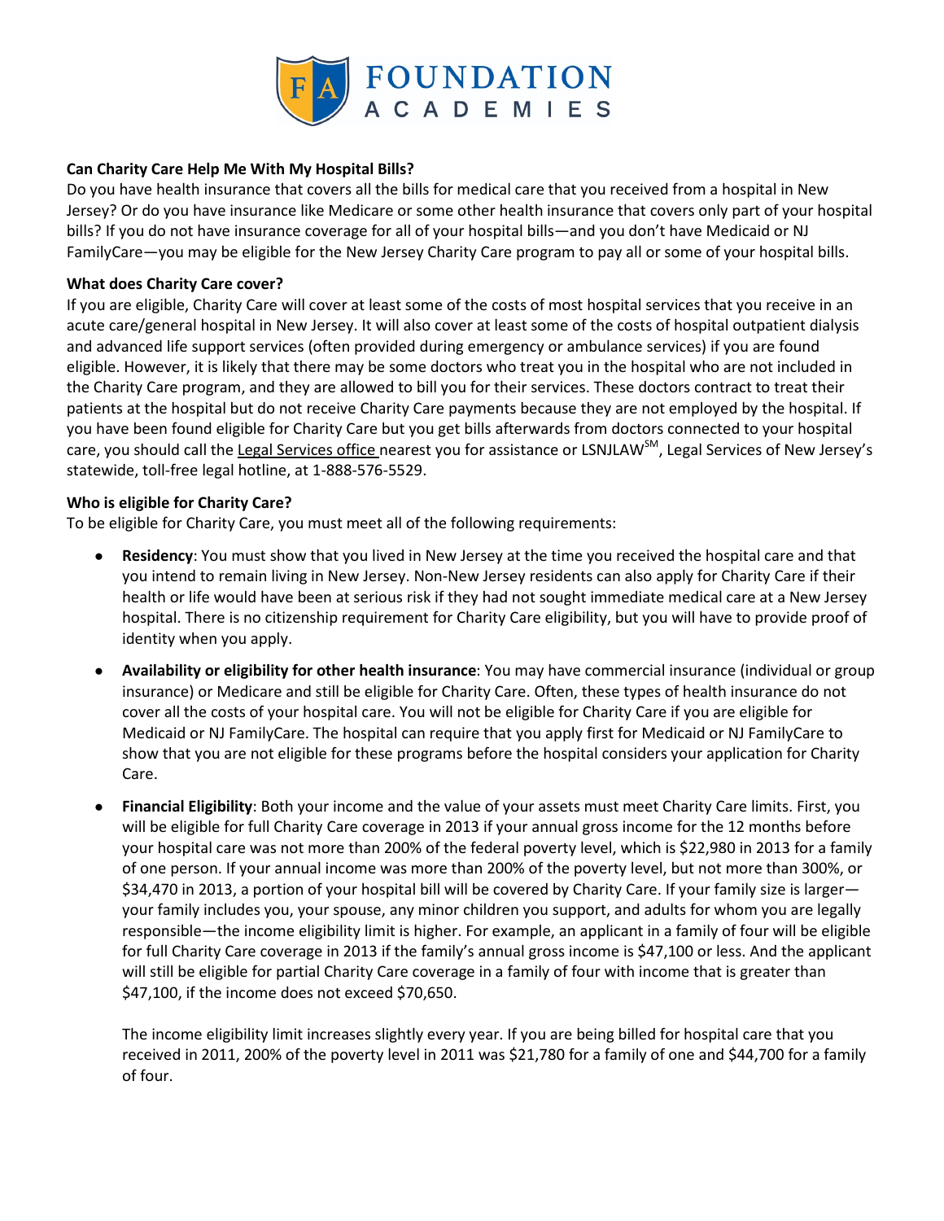**Can Charity Care Help Me With My Hospital Bills?**

Do you have health insurance that covers all the bills for medical care that you received from a hospital in New Jersey? Or do you have insurance like Medicare or some other health insurance that covers only part of your hospital bills? If you do not have insurance coverage for all of your hospital bills—and you don't have Medicaid or NJ FamilyCare—you may be eligible for the New Jersey Charity Care program to pay all or some of your hospital bills.

**What does Charity Care cover?**

If you are eligible, Charity Care will cover at least some of the costs of most hospital services that you receive in an acute care/general hospital in New Jersey. It will also cover at least some of the costs of hospital outpatient dialysis and advanced life support services (often provided during emergency or ambulance services) if you are found eligible. However, it is likely that there may be some doctors who treat you in the hospital who are not included in the Charity Care program, and they are allowed to bill you for their services. These doctors contract to treat their patients at the hospital but do not receive Charity Care payments because they are not employed by the hospital. If you have been found eligible for Charity Care but you get bills afterwards from doctors connected to your hospital care, you should call the Legal Services office nearest you for assistance or LSNJLAW[SM], Legal Services of New Jersey's statewide, toll-free legal hotline, at 1-888-576-5529.

**Who is eligible for Charity Care?**

To be eligible for Charity Care, you must meet all of the following requirements:

- **Residency**: You must show that you lived in New Jersey at the time you received the hospital care and that you intend to remain living in New Jersey. Non-New Jersey residents can also apply for Charity Care if their health or life would have been at serious risk if they had not sought immediate medical care at a New Jersey hospital. There is no citizenship requirement for Charity Care eligibility, but you will have to provide proof of identity when you apply.
- **Availability or eligibility for other health insurance**: You may have commercial insurance (individual or group insurance) or Medicare and still be eligible for Charity Care. Often, these types of health insurance do not cover all the costs of your hospital care. You will not be eligible for Charity Care if you are eligible for Medicaid or NJ FamilyCare. The hospital can require that you apply first for Medicaid or NJ FamilyCare to show that you are not eligible for these programs before the hospital considers your application for Charity Care.
- **Financial Eligibility**: Both your income and the value of your assets must meet Charity Care limits. First, you will be eligible for full Charity Care coverage in 2013 if your annual gross income for the 12 months before your hospital care was not more than 200% of the federal poverty level, which is $22,980 in 2013 for a family of one person. If your annual income was more than 200% of the poverty level, but not more than 300%, or $34,470 in 2013, a portion of your hospital bill will be covered by Charity Care. If your family size is larger—your family includes you, your spouse, any minor children you support, and adults for whom you are legally responsible—the income eligibility limit is higher. For example, an applicant in a family of four will be eligible for full Charity Care coverage in 2013 if the family's annual gross income is $47,100 or less. And the applicant will still be eligible for partial Charity Care coverage in a family of four with income that is greater than $47,100, if the income does not exceed $70,650.

  The income eligibility limit increases slightly every year. If you are being billed for hospital care that you received in 2011, 200% of the poverty level in 2011 was $21,780 for a family of one and $44,700 for a family of four.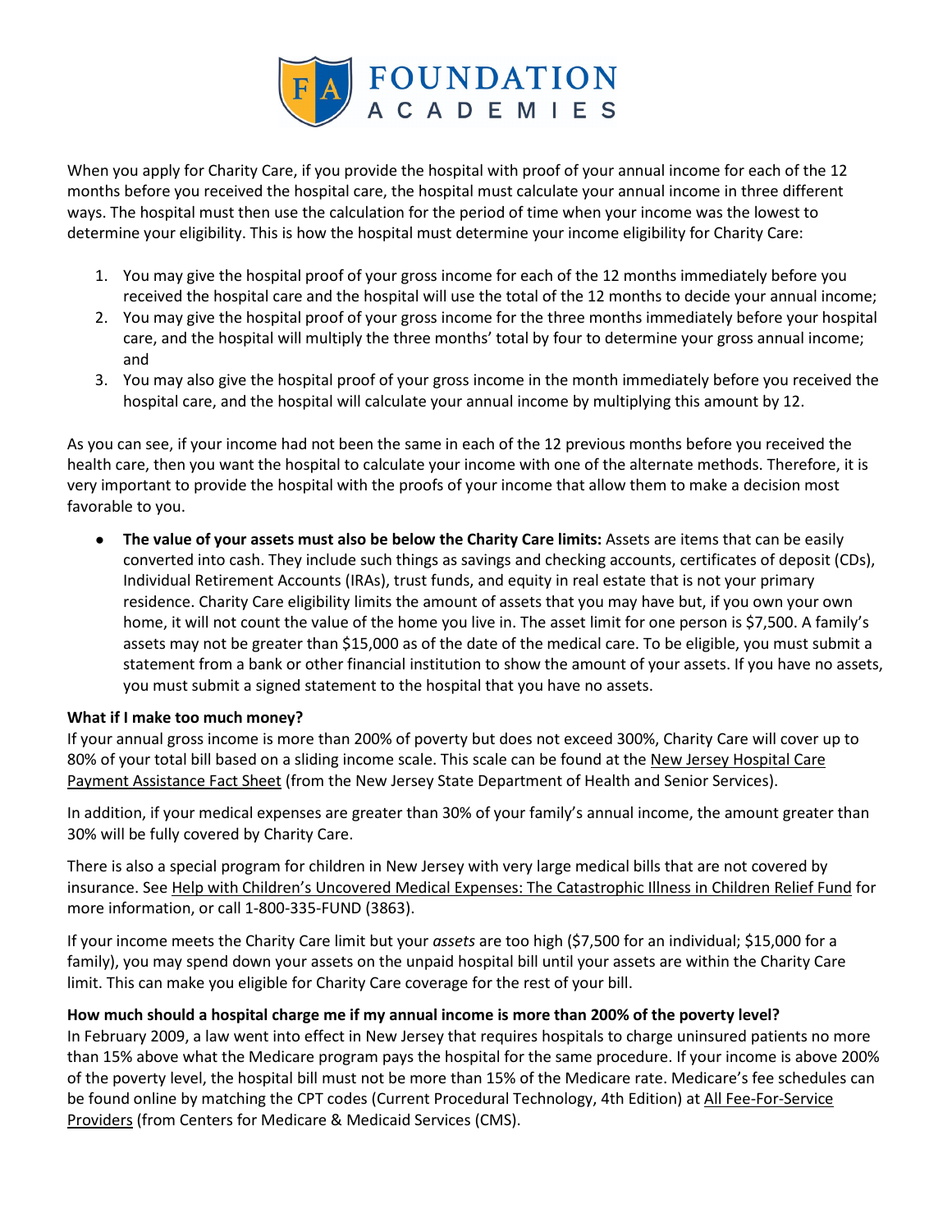When you apply for Charity Care, if you provide the hospital with proof of your annual income for each of the 12 months before you received the hospital care, the hospital must calculate your annual income in three different ways. The hospital must then use the calculation for the period of time when your income was the lowest to determine your eligibility. This is how the hospital must determine your income eligibility for Charity Care:

1. You may give the hospital proof of your gross income for each of the 12 months immediately before you received the hospital care and the hospital will use the total of the 12 months to decide your annual income;
2. You may give the hospital proof of your gross income for the three months immediately before your hospital care, and the hospital will multiply the three months' total by four to determine your gross annual income; and
3. You may also give the hospital proof of your gross income in the month immediately before you received the hospital care, and the hospital will calculate your annual income by multiplying this amount by 12.

As you can see, if your income had not been the same in each of the 12 previous months before you received the health care, then you want the hospital to calculate your income with one of the alternate methods. Therefore, it is very important to provide the hospital with the proofs of your income that allow them to make a decision most favorable to you.

- **The value of your assets must also be below the Charity Care limits:** Assets are items that can be easily converted into cash. They include such things as savings and checking accounts, certificates of deposit (CDs), Individual Retirement Accounts (IRAs), trust funds, and equity in real estate that is not your primary residence. Charity Care eligibility limits the amount of assets that you may have but, if you own your own home, it will not count the value of the home you live in. The asset limit for one person is $7,500. A family's assets may not be greater than $15,000 as of the date of the medical care. To be eligible, you must submit a statement from a bank or other financial institution to show the amount of your assets. If you have no assets, you must submit a signed statement to the hospital that you have no assets.

**What if I make too much money?**

If your annual gross income is more than 200% of poverty but does not exceed 300%, Charity Care will cover up to 80% of your total bill based on a sliding income scale. This scale can be found at the New Jersey Hospital Care Payment Assistance Fact Sheet (from the New Jersey State Department of Health and Senior Services).

In addition, if your medical expenses are greater than 30% of your family's annual income, the amount greater than 30% will be fully covered by Charity Care.

There is also a special program for children in New Jersey with very large medical bills that are not covered by insurance. See Help with Children's Uncovered Medical Expenses: The Catastrophic Illness in Children Relief Fund for more information, or call 1-800-335-FUND (3863).

If your income meets the Charity Care limit but your *assets* are too high ($7,500 for an individual; $15,000 for a family), you may spend down your assets on the unpaid hospital bill until your assets are within the Charity Care limit. This can make you eligible for Charity Care coverage for the rest of your bill.

**How much should a hospital charge me if my annual income is more than 200% of the poverty level?**

In February 2009, a law went into effect in New Jersey that requires hospitals to charge uninsured patients no more than 15% above what the Medicare program pays the hospital for the same procedure. If your income is above 200% of the poverty level, the hospital bill must not be more than 15% of the Medicare rate. Medicare's fee schedules can be found online by matching the CPT codes (Current Procedural Technology, 4th Edition) at All Fee-For-Service Providers (from Centers for Medicare & Medicaid Services (CMS).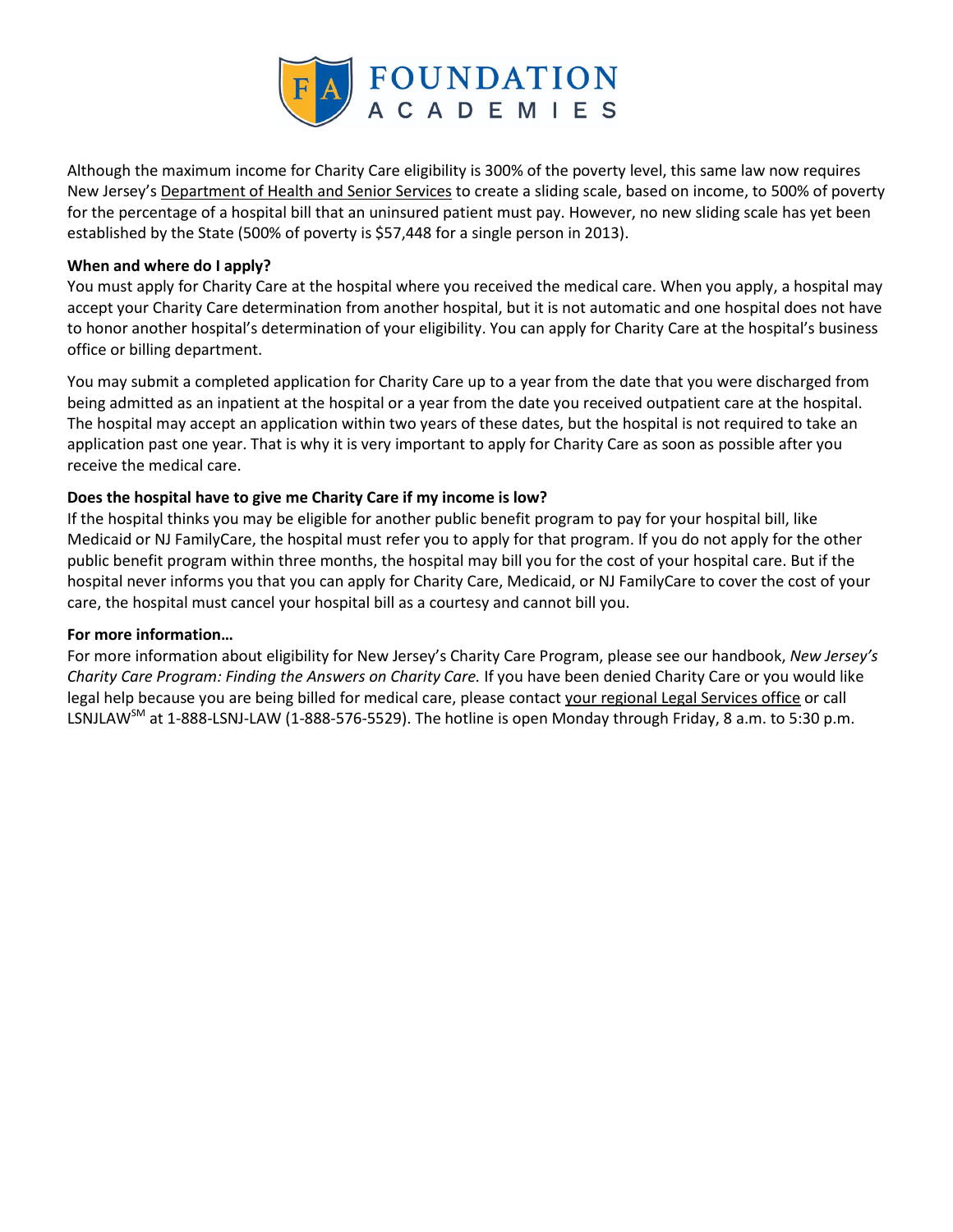Although the maximum income for Charity Care eligibility is 300% of the poverty level, this same law now requires New Jersey's Department of Health and Senior Services to create a sliding scale, based on income, to 500% of poverty for the percentage of a hospital bill that an uninsured patient must pay. However, no new sliding scale has yet been established by the State (500% of poverty is $57,448 for a single person in 2013).

**When and where do I apply?**

You must apply for Charity Care at the hospital where you received the medical care. When you apply, a hospital may accept your Charity Care determination from another hospital, but it is not automatic and one hospital does not have to honor another hospital's determination of your eligibility. You can apply for Charity Care at the hospital's business office or billing department.

You may submit a completed application for Charity Care up to a year from the date that you were discharged from being admitted as an inpatient at the hospital or a year from the date you received outpatient care at the hospital. The hospital may accept an application within two years of these dates, but the hospital is not required to take an application past one year. That is why it is very important to apply for Charity Care as soon as possible after you receive the medical care.

**Does the hospital have to give me Charity Care if my income is low?**

If the hospital thinks you may be eligible for another public benefit program to pay for your hospital bill, like Medicaid or NJ FamilyCare, the hospital must refer you to apply for that program. If you do not apply for the other public benefit program within three months, the hospital may bill you for the cost of your hospital care. But if the hospital never informs you that you can apply for Charity Care, Medicaid, or NJ FamilyCare to cover the cost of your care, the hospital must cancel your hospital bill as a courtesy and cannot bill you.

**For more information…**

For more information about eligibility for New Jersey's Charity Care Program, please see our handbook, *New Jersey's Charity Care Program: Finding the Answers on Charity Care.* If you have been denied Charity Care or you would like legal help because you are being billed for medical care, please contact your regional Legal Services office or call LSNJLAW[SM] at 1-888-LSNJ-LAW (1-888-576-5529). The hotline is open Monday through Friday, 8 a.m. to 5:30 p.m.